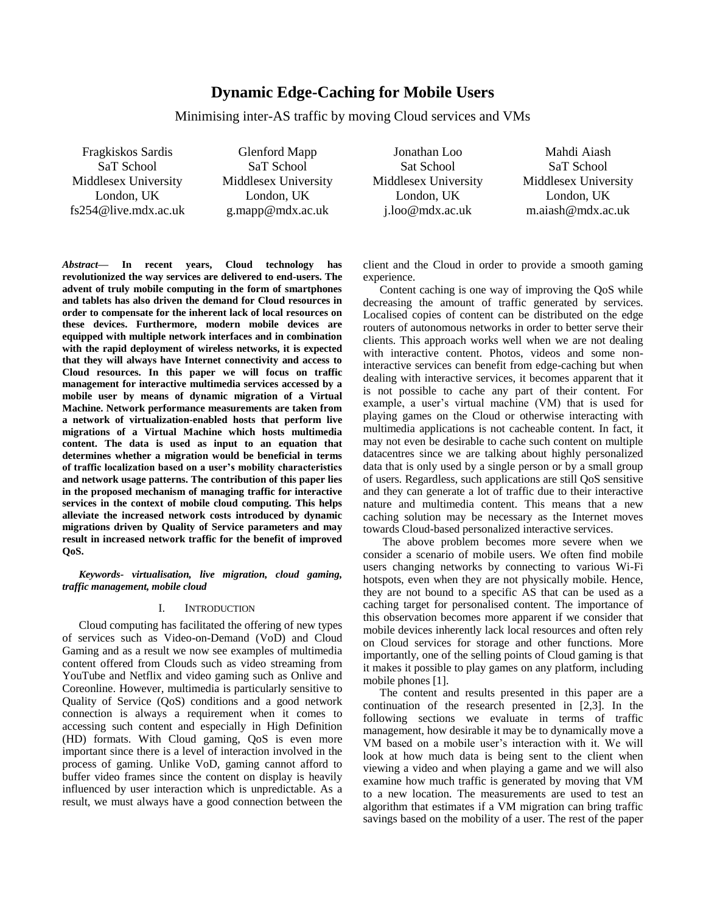# Dynamic Edge-Caching for Mobile Users

Minimising inter-AS traffic by moving Cloud services and VMs

Fragkiskos Sardis
SaT School
Middlesex University
London, UK
fs254@live.mdx.ac.uk

Glenford Mapp
SaT School
Middlesex University
London, UK
g.mapp@mdx.ac.uk

Jonathan Loo
Sat School
Middlesex University
London, UK
j.loo@mdx.ac.uk

Mahdi Aiash
SaT School
Middlesex University
London, UK
m.aiash@mdx.ac.uk

***Abstract*— In recent years, Cloud technology has revolutionized the way services are delivered to end-users. The advent of truly mobile computing in the form of smartphones and tablets has also driven the demand for Cloud resources in order to compensate for the inherent lack of local resources on these devices. Furthermore, modern mobile devices are equipped with multiple network interfaces and in combination with the rapid deployment of wireless networks, it is expected that they will always have Internet connectivity and access to Cloud resources. In this paper we will focus on traffic management for interactive multimedia services accessed by a mobile user by means of dynamic migration of a Virtual Machine. Network performance measurements are taken from a network of virtualization-enabled hosts that perform live migrations of a Virtual Machine which hosts multimedia content. The data is used as input to an equation that determines whether a migration would be beneficial in terms of traffic localization based on a user's mobility characteristics and network usage patterns. The contribution of this paper lies in the proposed mechanism of managing traffic for interactive services in the context of mobile cloud computing. This helps alleviate the increased network costs introduced by dynamic migrations driven by Quality of Service parameters and may result in increased network traffic for the benefit of improved QoS.**

***Keywords- virtualisation, live migration, cloud gaming, traffic management, mobile cloud***

## I. INTRODUCTION

Cloud computing has facilitated the offering of new types of services such as Video-on-Demand (VoD) and Cloud Gaming and as a result we now see examples of multimedia content offered from Clouds such as video streaming from YouTube and Netflix and video gaming such as Onlive and Coreonline. However, multimedia is particularly sensitive to Quality of Service (QoS) conditions and a good network connection is always a requirement when it comes to accessing such content and especially in High Definition (HD) formats. With Cloud gaming, QoS is even more important since there is a level of interaction involved in the process of gaming. Unlike VoD, gaming cannot afford to buffer video frames since the content on display is heavily influenced by user interaction which is unpredictable. As a result, we must always have a good connection between the client and the Cloud in order to provide a smooth gaming experience.

Content caching is one way of improving the QoS while decreasing the amount of traffic generated by services. Localised copies of content can be distributed on the edge routers of autonomous networks in order to better serve their clients. This approach works well when we are not dealing with interactive content. Photos, videos and some non-interactive services can benefit from edge-caching but when dealing with interactive services, it becomes apparent that it is not possible to cache any part of their content. For example, a user's virtual machine (VM) that is used for playing games on the Cloud or otherwise interacting with multimedia applications is not cacheable content. In fact, it may not even be desirable to cache such content on multiple datacentres since we are talking about highly personalized data that is only used by a single person or by a small group of users. Regardless, such applications are still QoS sensitive and they can generate a lot of traffic due to their interactive nature and multimedia content. This means that a new caching solution may be necessary as the Internet moves towards Cloud-based personalized interactive services.

The above problem becomes more severe when we consider a scenario of mobile users. We often find mobile users changing networks by connecting to various Wi-Fi hotspots, even when they are not physically mobile. Hence, they are not bound to a specific AS that can be used as a caching target for personalised content. The importance of this observation becomes more apparent if we consider that mobile devices inherently lack local resources and often rely on Cloud services for storage and other functions. More importantly, one of the selling points of Cloud gaming is that it makes it possible to play games on any platform, including mobile phones [1].

The content and results presented in this paper are a continuation of the research presented in [2,3]. In the following sections we evaluate in terms of traffic management, how desirable it may be to dynamically move a VM based on a mobile user's interaction with it. We will look at how much data is being sent to the client when viewing a video and when playing a game and we will also examine how much traffic is generated by moving that VM to a new location. The measurements are used to test an algorithm that estimates if a VM migration can bring traffic savings based on the mobility of a user. The rest of the paper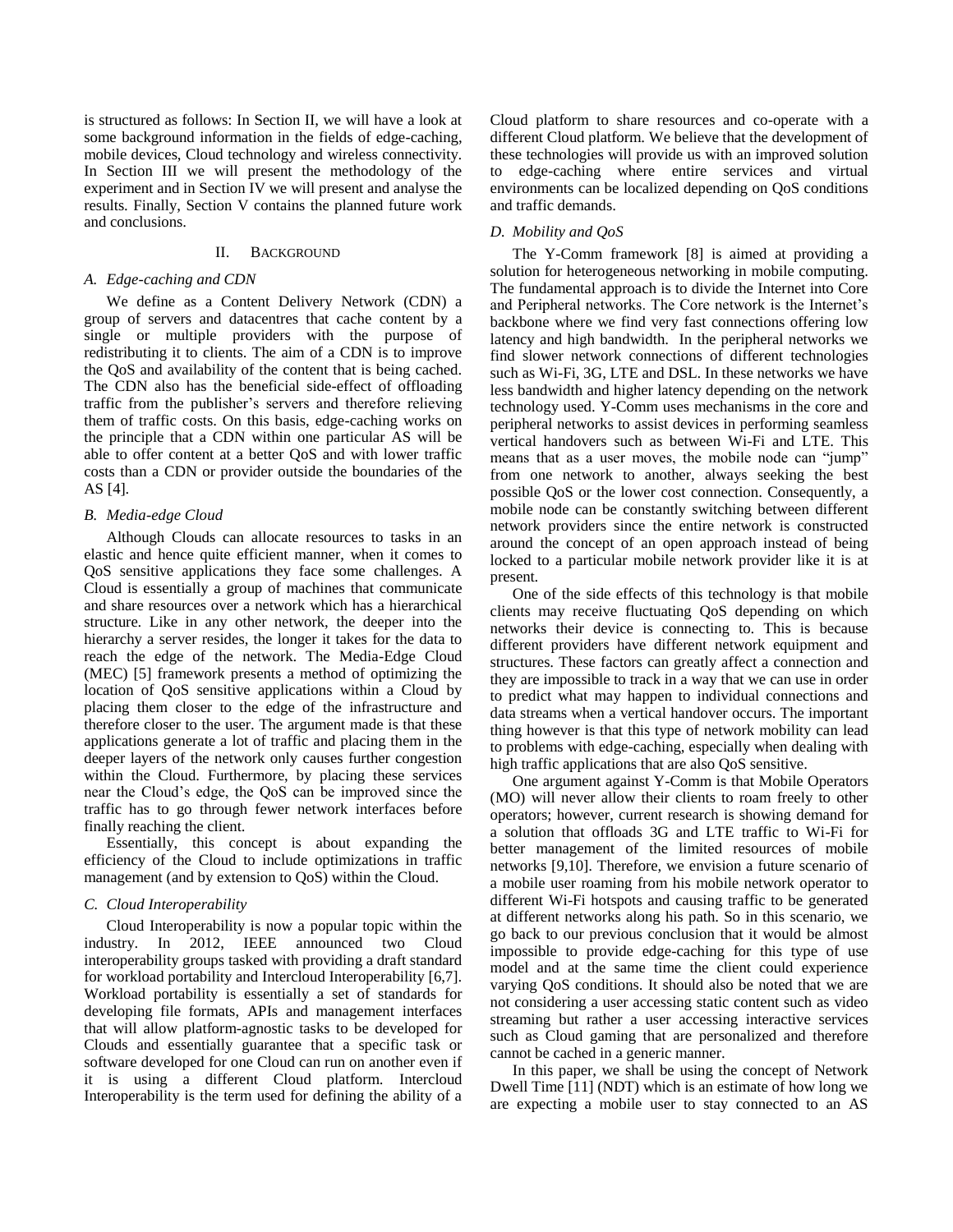is structured as follows: In Section II, we will have a look at some background information in the fields of edge-caching, mobile devices, Cloud technology and wireless connectivity. In Section III we will present the methodology of the experiment and in Section IV we will present and analyse the results. Finally, Section V contains the planned future work and conclusions.

## II. Background

### A. Edge-caching and CDN

We define as a Content Delivery Network (CDN) a group of servers and datacentres that cache content by a single or multiple providers with the purpose of redistributing it to clients. The aim of a CDN is to improve the QoS and availability of the content that is being cached. The CDN also has the beneficial side-effect of offloading traffic from the publisher's servers and therefore relieving them of traffic costs. On this basis, edge-caching works on the principle that a CDN within one particular AS will be able to offer content at a better QoS and with lower traffic costs than a CDN or provider outside the boundaries of the AS [4].

### B. Media-edge Cloud

Although Clouds can allocate resources to tasks in an elastic and hence quite efficient manner, when it comes to QoS sensitive applications they face some challenges. A Cloud is essentially a group of machines that communicate and share resources over a network which has a hierarchical structure. Like in any other network, the deeper into the hierarchy a server resides, the longer it takes for the data to reach the edge of the network. The Media-Edge Cloud (MEC) [5] framework presents a method of optimizing the location of QoS sensitive applications within a Cloud by placing them closer to the edge of the infrastructure and therefore closer to the user. The argument made is that these applications generate a lot of traffic and placing them in the deeper layers of the network only causes further congestion within the Cloud. Furthermore, by placing these services near the Cloud's edge, the QoS can be improved since the traffic has to go through fewer network interfaces before finally reaching the client.

Essentially, this concept is about expanding the efficiency of the Cloud to include optimizations in traffic management (and by extension to QoS) within the Cloud.

### C. Cloud Interoperability

Cloud Interoperability is now a popular topic within the industry. In 2012, IEEE announced two Cloud interoperability groups tasked with providing a draft standard for workload portability and Intercloud Interoperability [6,7]. Workload portability is essentially a set of standards for developing file formats, APIs and management interfaces that will allow platform-agnostic tasks to be developed for Clouds and essentially guarantee that a specific task or software developed for one Cloud can run on another even if it is using a different Cloud platform. Intercloud Interoperability is the term used for defining the ability of a Cloud platform to share resources and co-operate with a different Cloud platform. We believe that the development of these technologies will provide us with an improved solution to edge-caching where entire services and virtual environments can be localized depending on QoS conditions and traffic demands.

### D. Mobility and QoS

The Y-Comm framework [8] is aimed at providing a solution for heterogeneous networking in mobile computing. The fundamental approach is to divide the Internet into Core and Peripheral networks. The Core network is the Internet's backbone where we find very fast connections offering low latency and high bandwidth. In the peripheral networks we find slower network connections of different technologies such as Wi-Fi, 3G, LTE and DSL. In these networks we have less bandwidth and higher latency depending on the network technology used. Y-Comm uses mechanisms in the core and peripheral networks to assist devices in performing seamless vertical handovers such as between Wi-Fi and LTE. This means that as a user moves, the mobile node can "jump" from one network to another, always seeking the best possible QoS or the lower cost connection. Consequently, a mobile node can be constantly switching between different network providers since the entire network is constructed around the concept of an open approach instead of being locked to a particular mobile network provider like it is at present.

One of the side effects of this technology is that mobile clients may receive fluctuating QoS depending on which networks their device is connecting to. This is because different providers have different network equipment and structures. These factors can greatly affect a connection and they are impossible to track in a way that we can use in order to predict what may happen to individual connections and data streams when a vertical handover occurs. The important thing however is that this type of network mobility can lead to problems with edge-caching, especially when dealing with high traffic applications that are also QoS sensitive.

One argument against Y-Comm is that Mobile Operators (MO) will never allow their clients to roam freely to other operators; however, current research is showing demand for a solution that offloads 3G and LTE traffic to Wi-Fi for better management of the limited resources of mobile networks [9,10]. Therefore, we envision a future scenario of a mobile user roaming from his mobile network operator to different Wi-Fi hotspots and causing traffic to be generated at different networks along his path. So in this scenario, we go back to our previous conclusion that it would be almost impossible to provide edge-caching for this type of use model and at the same time the client could experience varying QoS conditions. It should also be noted that we are not considering a user accessing static content such as video streaming but rather a user accessing interactive services such as Cloud gaming that are personalized and therefore cannot be cached in a generic manner.

In this paper, we shall be using the concept of Network Dwell Time [11] (NDT) which is an estimate of how long we are expecting a mobile user to stay connected to an AS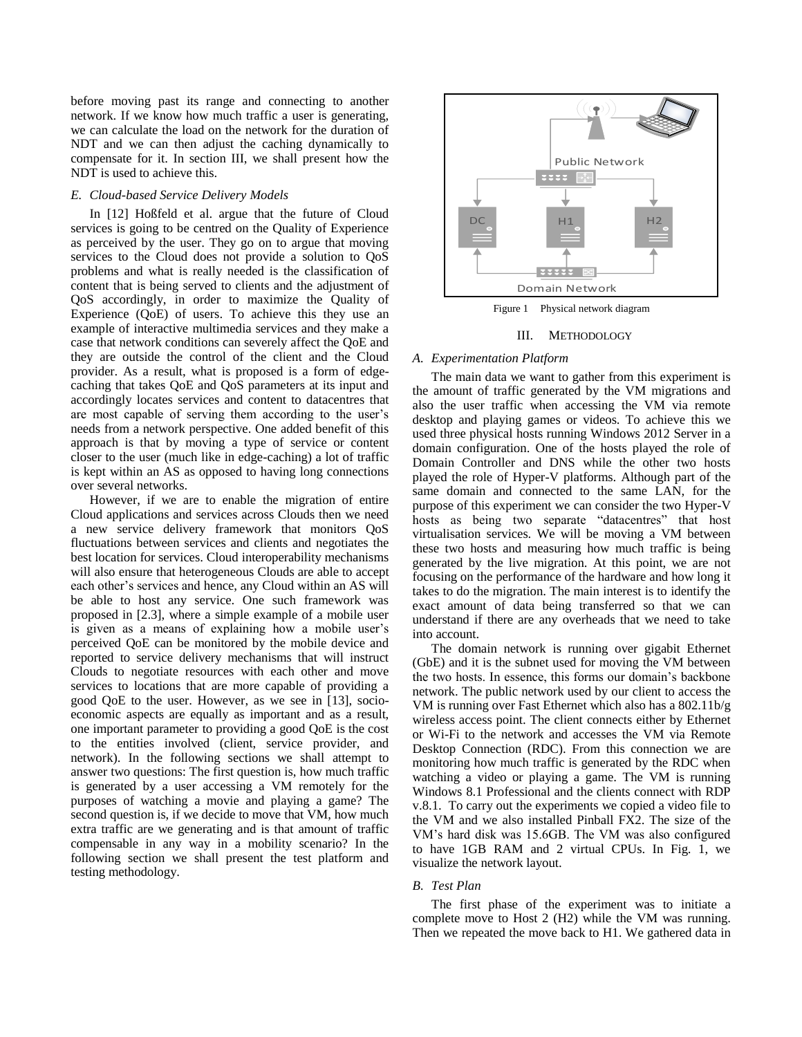before moving past its range and connecting to another network. If we know how much traffic a user is generating, we can calculate the load on the network for the duration of NDT and we can then adjust the caching dynamically to compensate for it. In section III, we shall present how the NDT is used to achieve this.

### *E. Cloud-based Service Delivery Models*

In [12] Hoßfeld et al. argue that the future of Cloud services is going to be centred on the Quality of Experience as perceived by the user. They go on to argue that moving services to the Cloud does not provide a solution to QoS problems and what is really needed is the classification of content that is being served to clients and the adjustment of QoS accordingly, in order to maximize the Quality of Experience (QoE) of users. To achieve this they use an example of interactive multimedia services and they make a case that network conditions can severely affect the QoE and they are outside the control of the client and the Cloud provider. As a result, what is proposed is a form of edge-caching that takes QoE and QoS parameters at its input and accordingly locates services and content to datacentres that are most capable of serving them according to the user's needs from a network perspective. One added benefit of this approach is that by moving a type of service or content closer to the user (much like in edge-caching) a lot of traffic is kept within an AS as opposed to having long connections over several networks.

However, if we are to enable the migration of entire Cloud applications and services across Clouds then we need a new service delivery framework that monitors QoS fluctuations between services and clients and negotiates the best location for services. Cloud interoperability mechanisms will also ensure that heterogeneous Clouds are able to accept each other's services and hence, any Cloud within an AS will be able to host any service. One such framework was proposed in [2.3], where a simple example of a mobile user is given as a means of explaining how a mobile user's perceived QoE can be monitored by the mobile device and reported to service delivery mechanisms that will instruct Clouds to negotiate resources with each other and move services to locations that are more capable of providing a good QoE to the user. However, as we see in [13], socio-economic aspects are equally as important and as a result, one important parameter to providing a good QoE is the cost to the entities involved (client, service provider, and network). In the following sections we shall attempt to answer two questions: The first question is, how much traffic is generated by a user accessing a VM remotely for the purposes of watching a movie and playing a game? The second question is, if we decide to move that VM, how much extra traffic are we generating and is that amount of traffic compensable in any way in a mobility scenario? In the following section we shall present the test platform and testing methodology.

Public Network

DC

H1

H2

Domain Network

Figure 1 Physical network diagram

## III. METHODOLOGY

### *A. Experimentation Platform*

The main data we want to gather from this experiment is the amount of traffic generated by the VM migrations and also the user traffic when accessing the VM via remote desktop and playing games or videos. To achieve this we used three physical hosts running Windows 2012 Server in a domain configuration. One of the hosts played the role of Domain Controller and DNS while the other two hosts played the role of Hyper-V platforms. Although part of the same domain and connected to the same LAN, for the purpose of this experiment we can consider the two Hyper-V hosts as being two separate "datacentres" that host virtualisation services. We will be moving a VM between these two hosts and measuring how much traffic is being generated by the live migration. At this point, we are not focusing on the performance of the hardware and how long it takes to do the migration. The main interest is to identify the exact amount of data being transferred so that we can understand if there are any overheads that we need to take into account.

The domain network is running over gigabit Ethernet (GbE) and it is the subnet used for moving the VM between the two hosts. In essence, this forms our domain's backbone network. The public network used by our client to access the VM is running over Fast Ethernet which also has a 802.11b/g wireless access point. The client connects either by Ethernet or Wi-Fi to the network and accesses the VM via Remote Desktop Connection (RDC). From this connection we are monitoring how much traffic is generated by the RDC when watching a video or playing a game. The VM is running Windows 8.1 Professional and the clients connect with RDP v.8.1. To carry out the experiments we copied a video file to the VM and we also installed Pinball FX2. The size of the VM's hard disk was 15.6GB. The VM was also configured to have 1GB RAM and 2 virtual CPUs. In Fig. 1, we visualize the network layout.

### *B. Test Plan*

The first phase of the experiment was to initiate a complete move to Host 2 (H2) while the VM was running. Then we repeated the move back to H1. We gathered data in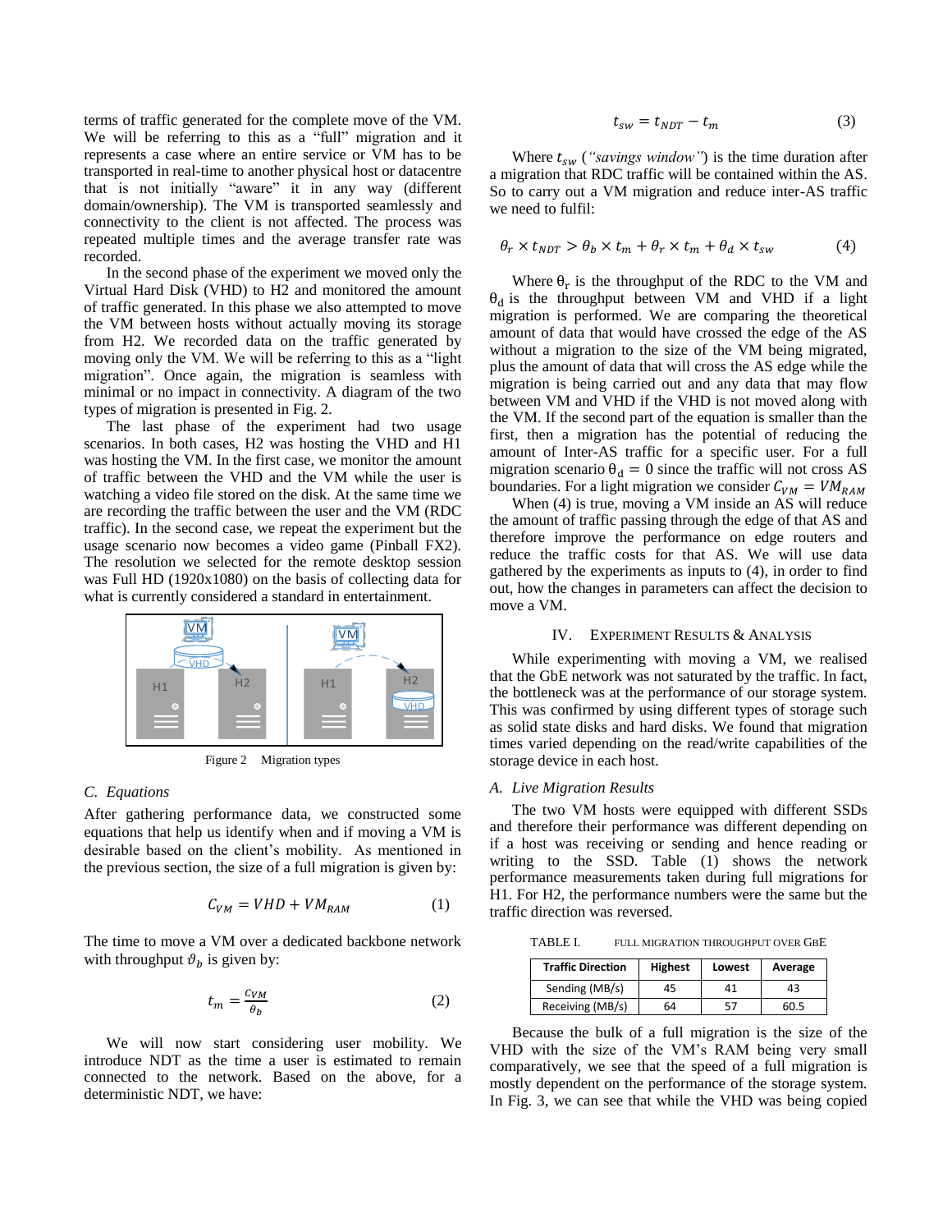terms of traffic generated for the complete move of the VM. We will be referring to this as a "full" migration and it represents a case where an entire service or VM has to be transported in real-time to another physical host or datacentre that is not initially "aware" it in any way (different domain/ownership). The VM is transported seamlessly and connectivity to the client is not affected. The process was repeated multiple times and the average transfer rate was recorded.

In the second phase of the experiment we moved only the Virtual Hard Disk (VHD) to H2 and monitored the amount of traffic generated. In this phase we also attempted to move the VM between hosts without actually moving its storage from H2. We recorded data on the traffic generated by moving only the VM. We will be referring to this as a "light migration". Once again, the migration is seamless with minimal or no impact in connectivity. A diagram of the two types of migration is presented in Fig. 2.

The last phase of the experiment had two usage scenarios. In both cases, H2 was hosting the VHD and H1 was hosting the VM. In the first case, we monitor the amount of traffic between the VHD and the VM while the user is watching a video file stored on the disk. At the same time we are recording the traffic between the user and the VM (RDC traffic). In the second case, we repeat the experiment but the usage scenario now becomes a video game (Pinball FX2). The resolution we selected for the remote desktop session was Full HD (1920x1080) on the basis of collecting data for what is currently considered a standard in entertainment.

Figure 2 Migration types

### C. Equations

After gathering performance data, we constructed some equations that help us identify when and if moving a VM is desirable based on the client's mobility. As mentioned in the previous section, the size of a full migration is given by:

$$C_{VM} = VHD + VM_{RAM} \quad (1)$$

The time to move a VM over a dedicated backbone network with throughput $\vartheta_b$ is given by:

$$t_m = \frac{C_{VM}}{\theta_b} \quad (2)$$

We will now start considering user mobility. We introduce NDT as the time a user is estimated to remain connected to the network. Based on the above, for a deterministic NDT, we have:

$$t_{sw} = t_{NDT} - t_m \quad (3)$$

Where $t_{sw}$ (*"savings window"*) is the time duration after a migration that RDC traffic will be contained within the AS. So to carry out a VM migration and reduce inter-AS traffic we need to fulfil:

$$\theta_r \times t_{NDT} > \theta_b \times t_m + \theta_r \times t_m + \theta_d \times t_{sw} \quad (4)$$

Where $\theta_r$ is the throughput of the RDC to the VM and $\theta_d$ is the throughput between VM and VHD if a light migration is performed. We are comparing the theoretical amount of data that would have crossed the edge of the AS without a migration to the size of the VM being migrated, plus the amount of data that will cross the AS edge while the migration is being carried out and any data that may flow between VM and VHD if the VHD is not moved along with the VM. If the second part of the equation is smaller than the first, then a migration has the potential of reducing the amount of Inter-AS traffic for a specific user. For a full migration scenario $\theta_d = 0$ since the traffic will not cross AS boundaries. For a light migration we consider $C_{VM} = VM_{RAM}$

When (4) is true, moving a VM inside an AS will reduce the amount of traffic passing through the edge of that AS and therefore improve the performance on edge routers and reduce the traffic costs for that AS. We will use data gathered by the experiments as inputs to (4), in order to find out, how the changes in parameters can affect the decision to move a VM.

## IV. Experiment Results & Analysis

While experimenting with moving a VM, we realised that the GbE network was not saturated by the traffic. In fact, the bottleneck was at the performance of our storage system. This was confirmed by using different types of storage such as solid state disks and hard disks. We found that migration times varied depending on the read/write capabilities of the storage device in each host.

### A. Live Migration Results

The two VM hosts were equipped with different SSDs and therefore their performance was different depending on if a host was receiving or sending and hence reading or writing to the SSD. Table (1) shows the network performance measurements taken during full migrations for H1. For H2, the performance numbers were the same but the traffic direction was reversed.

TABLE I. Full Migration Throughput over GbE

| Traffic Direction | Highest | Lowest | Average |
|---|---|---|---|
| Sending (MB/s) | 45 | 41 | 43 |
| Receiving (MB/s) | 64 | 57 | 60.5 |

Because the bulk of a full migration is the size of the VHD with the size of the VM's RAM being very small comparatively, we see that the speed of a full migration is mostly dependent on the performance of the storage system. In Fig. 3, we can see that while the VHD was being copied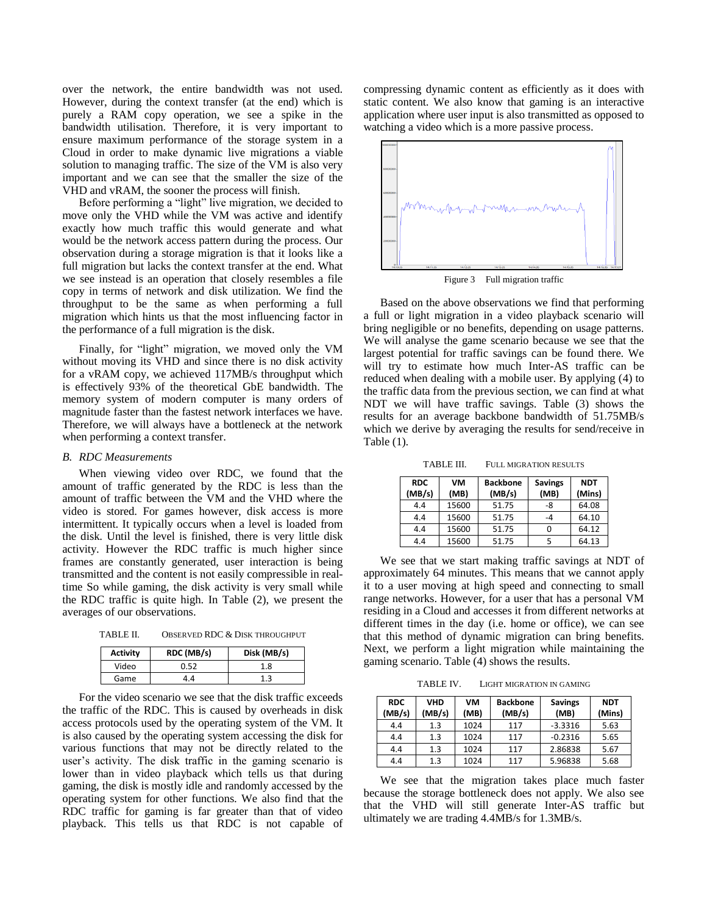over the network, the entire bandwidth was not used. However, during the context transfer (at the end) which is purely a RAM copy operation, we see a spike in the bandwidth utilisation. Therefore, it is very important to ensure maximum performance of the storage system in a Cloud in order to make dynamic live migrations a viable solution to managing traffic. The size of the VM is also very important and we can see that the smaller the size of the VHD and vRAM, the sooner the process will finish.

Before performing a "light" live migration, we decided to move only the VHD while the VM was active and identify exactly how much traffic this would generate and what would be the network access pattern during the process. Our observation during a storage migration is that it looks like a full migration but lacks the context transfer at the end. What we see instead is an operation that closely resembles a file copy in terms of network and disk utilization. We find the throughput to be the same as when performing a full migration which hints us that the most influencing factor in the performance of a full migration is the disk.

Finally, for "light" migration, we moved only the VM without moving its VHD and since there is no disk activity for a vRAM copy, we achieved 117MB/s throughput which is effectively 93% of the theoretical GbE bandwidth. The memory system of modern computer is many orders of magnitude faster than the fastest network interfaces we have. Therefore, we will always have a bottleneck at the network when performing a context transfer.

### *B. RDC Measurements*

When viewing video over RDC, we found that the amount of traffic generated by the RDC is less than the amount of traffic between the VM and the VHD where the video is stored. For games however, disk access is more intermittent. It typically occurs when a level is loaded from the disk. Until the level is finished, there is very little disk activity. However the RDC traffic is much higher since frames are constantly generated, user interaction is being transmitted and the content is not easily compressible in real-time So while gaming, the disk activity is very small while the RDC traffic is quite high. In Table (2), we present the averages of our observations.

TABLE II. OBSERVED RDC & DISK THROUGHPUT

| Activity | RDC (MB/s) | Disk (MB/s) |
|---|---|---|
| Video | 0.52 | 1.8 |
| Game | 4.4 | 1.3 |

For the video scenario we see that the disk traffic exceeds the traffic of the RDC. This is caused by overheads in disk access protocols used by the operating system of the VM. It is also caused by the operating system accessing the disk for various functions that may not be directly related to the user's activity. The disk traffic in the gaming scenario is lower than in video playback which tells us that during gaming, the disk is mostly idle and randomly accessed by the operating system for other functions. We also find that the RDC traffic for gaming is far greater than that of video playback. This tells us that RDC is not capable of compressing dynamic content as efficiently as it does with static content. We also know that gaming is an interactive application where user input is also transmitted as opposed to watching a video which is a more passive process.

Figure 3 Full migration traffic

Based on the above observations we find that performing a full or light migration in a video playback scenario will bring negligible or no benefits, depending on usage patterns. We will analyse the game scenario because we see that the largest potential for traffic savings can be found there. We will try to estimate how much Inter-AS traffic can be reduced when dealing with a mobile user. By applying (4) to the traffic data from the previous section, we can find at what NDT we will have traffic savings. Table (3) shows the results for an average backbone bandwidth of 51.75MB/s which we derive by averaging the results for send/receive in Table (1).

TABLE III. FULL MIGRATION RESULTS

| RDC (MB/s) | VM (MB) | Backbone (MB/s) | Savings (MB) | NDT (Mins) |
|---|---|---|---|---|
| 4.4 | 15600 | 51.75 | -8 | 64.08 |
| 4.4 | 15600 | 51.75 | -4 | 64.10 |
| 4.4 | 15600 | 51.75 | 0 | 64.12 |
| 4.4 | 15600 | 51.75 | 5 | 64.13 |

We see that we start making traffic savings at NDT of approximately 64 minutes. This means that we cannot apply it to a user moving at high speed and connecting to small range networks. However, for a user that has a personal VM residing in a Cloud and accesses it from different networks at different times in the day (i.e. home or office), we can see that this method of dynamic migration can bring benefits. Next, we perform a light migration while maintaining the gaming scenario. Table (4) shows the results.

TABLE IV. LIGHT MIGRATION IN GAMING

| RDC (MB/s) | VHD (MB/s) | VM (MB) | Backbone (MB/s) | Savings (MB) | NDT (Mins) |
|---|---|---|---|---|---|
| 4.4 | 1.3 | 1024 | 117 | -3.3316 | 5.63 |
| 4.4 | 1.3 | 1024 | 117 | -0.2316 | 5.65 |
| 4.4 | 1.3 | 1024 | 117 | 2.86838 | 5.67 |
| 4.4 | 1.3 | 1024 | 117 | 5.96838 | 5.68 |

We see that the migration takes place much faster because the storage bottleneck does not apply. We also see that the VHD will still generate Inter-AS traffic but ultimately we are trading 4.4MB/s for 1.3MB/s.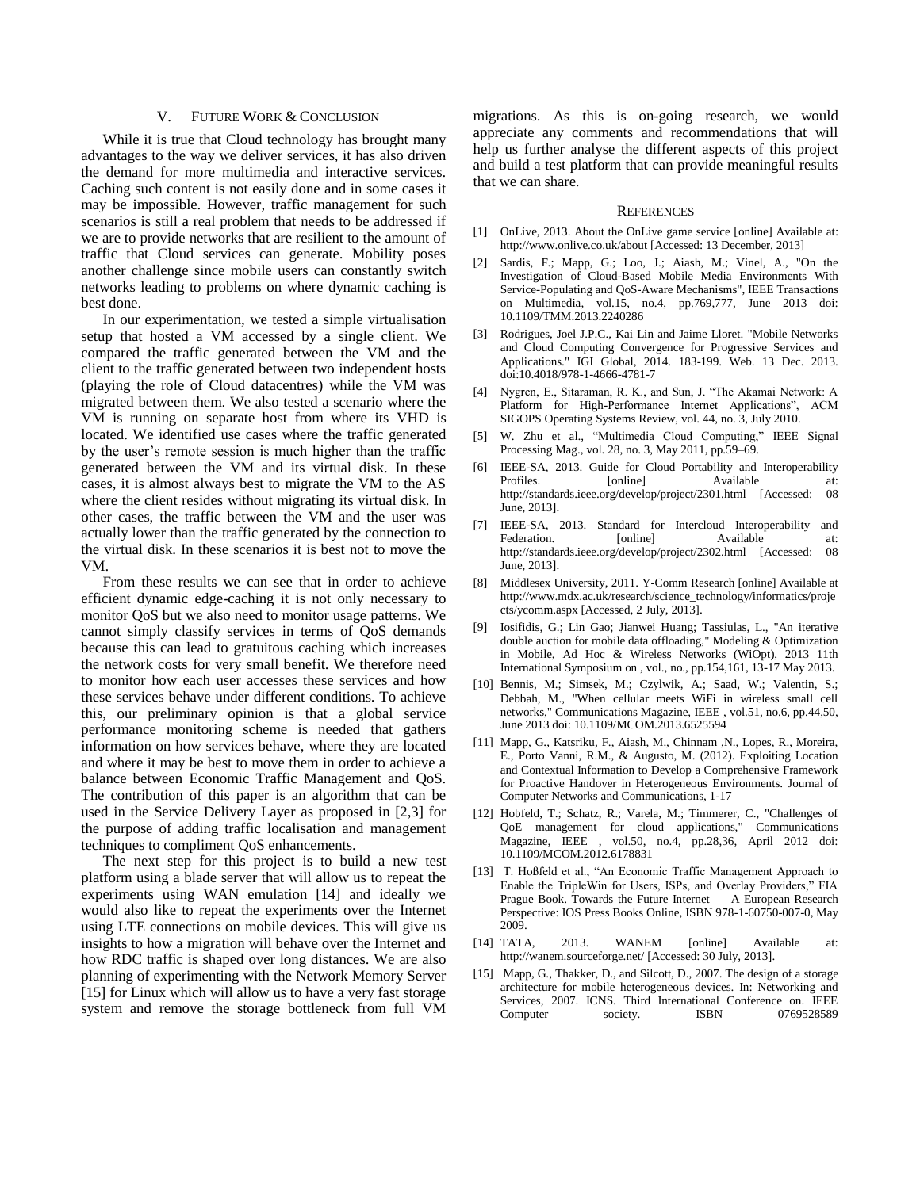## V. Future Work & Conclusion

While it is true that Cloud technology has brought many advantages to the way we deliver services, it has also driven the demand for more multimedia and interactive services. Caching such content is not easily done and in some cases it may be impossible. However, traffic management for such scenarios is still a real problem that needs to be addressed if we are to provide networks that are resilient to the amount of traffic that Cloud services can generate. Mobility poses another challenge since mobile users can constantly switch networks leading to problems on where dynamic caching is best done.

In our experimentation, we tested a simple virtualisation setup that hosted a VM accessed by a single client. We compared the traffic generated between the VM and the client to the traffic generated between two independent hosts (playing the role of Cloud datacentres) while the VM was migrated between them. We also tested a scenario where the VM is running on separate host from where its VHD is located. We identified use cases where the traffic generated by the user's remote session is much higher than the traffic generated between the VM and its virtual disk. In these cases, it is almost always best to migrate the VM to the AS where the client resides without migrating its virtual disk. In other cases, the traffic between the VM and the user was actually lower than the traffic generated by the connection to the virtual disk. In these scenarios it is best not to move the VM.

From these results we can see that in order to achieve efficient dynamic edge-caching it is not only necessary to monitor QoS but we also need to monitor usage patterns. We cannot simply classify services in terms of QoS demands because this can lead to gratuitous caching which increases the network costs for very small benefit. We therefore need to monitor how each user accesses these services and how these services behave under different conditions. To achieve this, our preliminary opinion is that a global service performance monitoring scheme is needed that gathers information on how services behave, where they are located and where it may be best to move them in order to achieve a balance between Economic Traffic Management and QoS. The contribution of this paper is an algorithm that can be used in the Service Delivery Layer as proposed in [2,3] for the purpose of adding traffic localisation and management techniques to compliment QoS enhancements.

The next step for this project is to build a new test platform using a blade server that will allow us to repeat the experiments using WAN emulation [14] and ideally we would also like to repeat the experiments over the Internet using LTE connections on mobile devices. This will give us insights to how a migration will behave over the Internet and how RDC traffic is shaped over long distances. We are also planning of experimenting with the Network Memory Server [15] for Linux which will allow us to have a very fast storage system and remove the storage bottleneck from full VM migrations. As this is on-going research, we would appreciate any comments and recommendations that will help us further analyse the different aspects of this project and build a test platform that can provide meaningful results that we can share.

## References

[1] OnLive, 2013. About the OnLive game service [online] Available at: http://www.onlive.co.uk/about [Accessed: 13 December, 2013]

[2] Sardis, F.; Mapp, G.; Loo, J.; Aiash, M.; Vinel, A., "On the Investigation of Cloud-Based Mobile Media Environments With Service-Populating and QoS-Aware Mechanisms", IEEE Transactions on Multimedia, vol.15, no.4, pp.769,777, June 2013 doi: 10.1109/TMM.2013.2240286

[3] Rodrigues, Joel J.P.C., Kai Lin and Jaime Lloret. "Mobile Networks and Cloud Computing Convergence for Progressive Services and Applications." IGI Global, 2014. 183-199. Web. 13 Dec. 2013. doi:10.4018/978-1-4666-4781-7

[4] Nygren, E., Sitaraman, R. K., and Sun, J. "The Akamai Network: A Platform for High-Performance Internet Applications", ACM SIGOPS Operating Systems Review, vol. 44, no. 3, July 2010.

[5] W. Zhu et al., "Multimedia Cloud Computing," IEEE Signal Processing Mag., vol. 28, no. 3, May 2011, pp.59–69.

[6] IEEE-SA, 2013. Guide for Cloud Portability and Interoperability Profiles. [online] Available at: http://standards.ieee.org/develop/project/2301.html [Accessed: 08 June, 2013].

[7] IEEE-SA, 2013. Standard for Intercloud Interoperability and Federation. [online] Available at: http://standards.ieee.org/develop/project/2302.html [Accessed: 08 June, 2013].

[8] Middlesex University, 2011. Y-Comm Research [online] Available at http://www.mdx.ac.uk/research/science_technology/informatics/projects/ycomm.aspx [Accessed, 2 July, 2013].

[9] Iosifidis, G.; Lin Gao; Jianwei Huang; Tassiulas, L., "An iterative double auction for mobile data offloading," Modeling & Optimization in Mobile, Ad Hoc & Wireless Networks (WiOpt), 2013 11th International Symposium on , vol., no., pp.154,161, 13-17 May 2013.

[10] Bennis, M.; Simsek, M.; Czylwik, A.; Saad, W.; Valentin, S.; Debbah, M., "When cellular meets WiFi in wireless small cell networks," Communications Magazine, IEEE , vol.51, no.6, pp.44,50, June 2013 doi: 10.1109/MCOM.2013.6525594

[11] Mapp, G., Katsriku, F., Aiash, M., Chinnam ,N., Lopes, R., Moreira, E., Porto Vanni, R.M., & Augusto, M. (2012). Exploiting Location and Contextual Information to Develop a Comprehensive Framework for Proactive Handover in Heterogeneous Environments. Journal of Computer Networks and Communications, 1-17

[12] Hobfeld, T.; Schatz, R.; Varela, M.; Timmerer, C., "Challenges of QoE management for cloud applications," Communications Magazine, IEEE , vol.50, no.4, pp.28,36, April 2012 doi: 10.1109/MCOM.2012.6178831

[13] T. Hoßfeld et al., "An Economic Traffic Management Approach to Enable the TripleWin for Users, ISPs, and Overlay Providers," FIA Prague Book. Towards the Future Internet — A European Research Perspective: IOS Press Books Online, ISBN 978-1-60750-007-0, May 2009.

[14] TATA, 2013. WANEM [online] Available at: http://wanem.sourceforge.net/ [Accessed: 30 July, 2013].

[15] Mapp, G., Thakker, D., and Silcott, D., 2007. The design of a storage architecture for mobile heterogeneous devices. In: Networking and Services, 2007. ICNS. Third International Conference on. IEEE Computer society. ISBN 0769528589